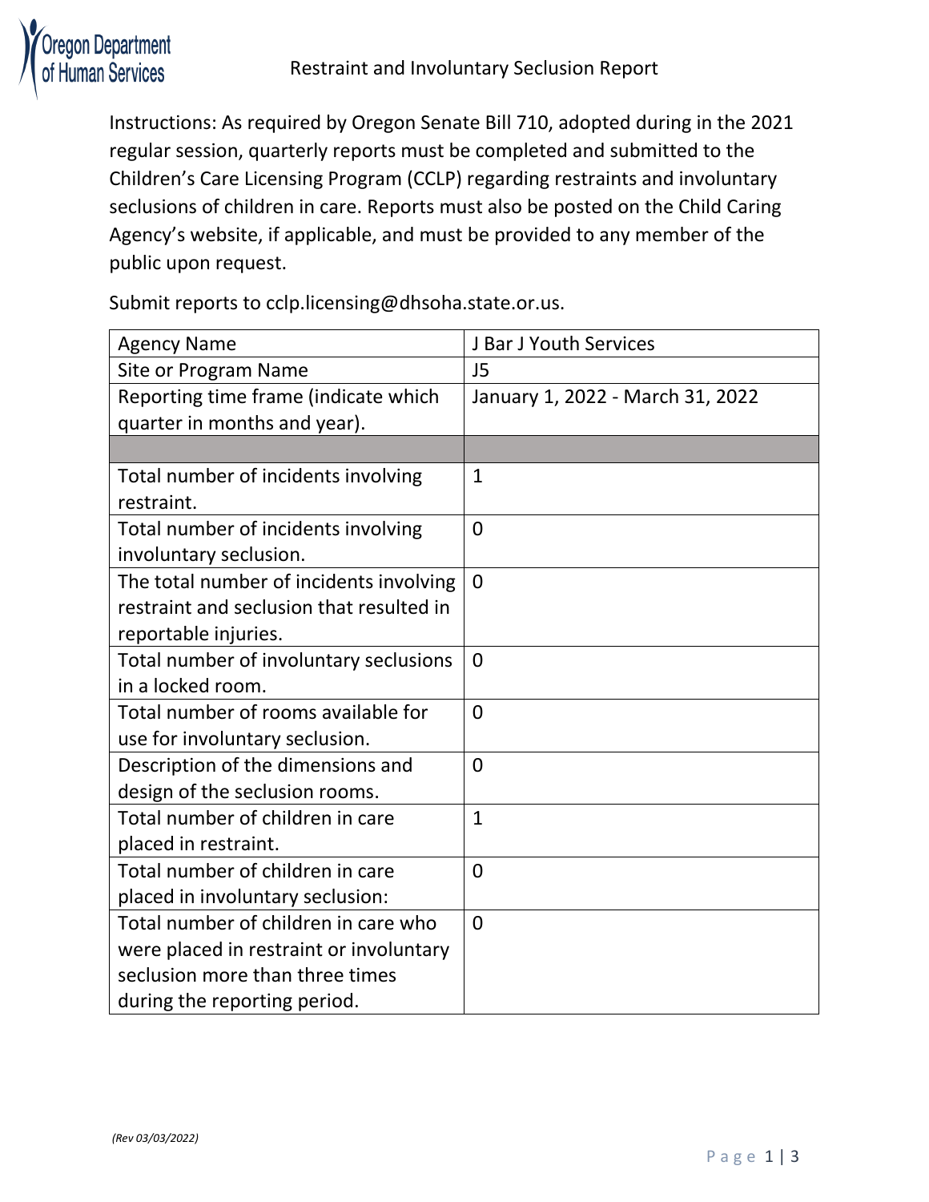Oregon Department of Human Services

# Restraint and Involuntary Seclusion Report

Instructions: As required by Oregon Senate Bill 710, adopted during in the 2021 regular session, quarterly reports must be completed and submitted to the Children's Care Licensing Program (CCLP) regarding restraints and involuntary seclusions of children in care. Reports must also be posted on the Child Caring Agency's website, if applicable, and must be provided to any member of the public upon request.

Submit reports to cclp.licensing@dhsoha.state.or.us.

| Agency Name | J Bar J Youth Services |
|---|---|
| Site or Program Name | J5 |
| Reporting time frame (indicate which quarter in months and year). | January 1, 2022 - March 31, 2022 |
| | |
| Total number of incidents involving restraint. | 1 |
| Total number of incidents involving involuntary seclusion. | 0 |
| The total number of incidents involving restraint and seclusion that resulted in reportable injuries. | 0 |
| Total number of involuntary seclusions in a locked room. | 0 |
| Total number of rooms available for use for involuntary seclusion. | 0 |
| Description of the dimensions and design of the seclusion rooms. | 0 |
| Total number of children in care placed in restraint. | 1 |
| Total number of children in care placed in involuntary seclusion: | 0 |
| Total number of children in care who were placed in restraint or involuntary seclusion more than three times during the reporting period. | 0 |

*(Rev 03/03/2022)*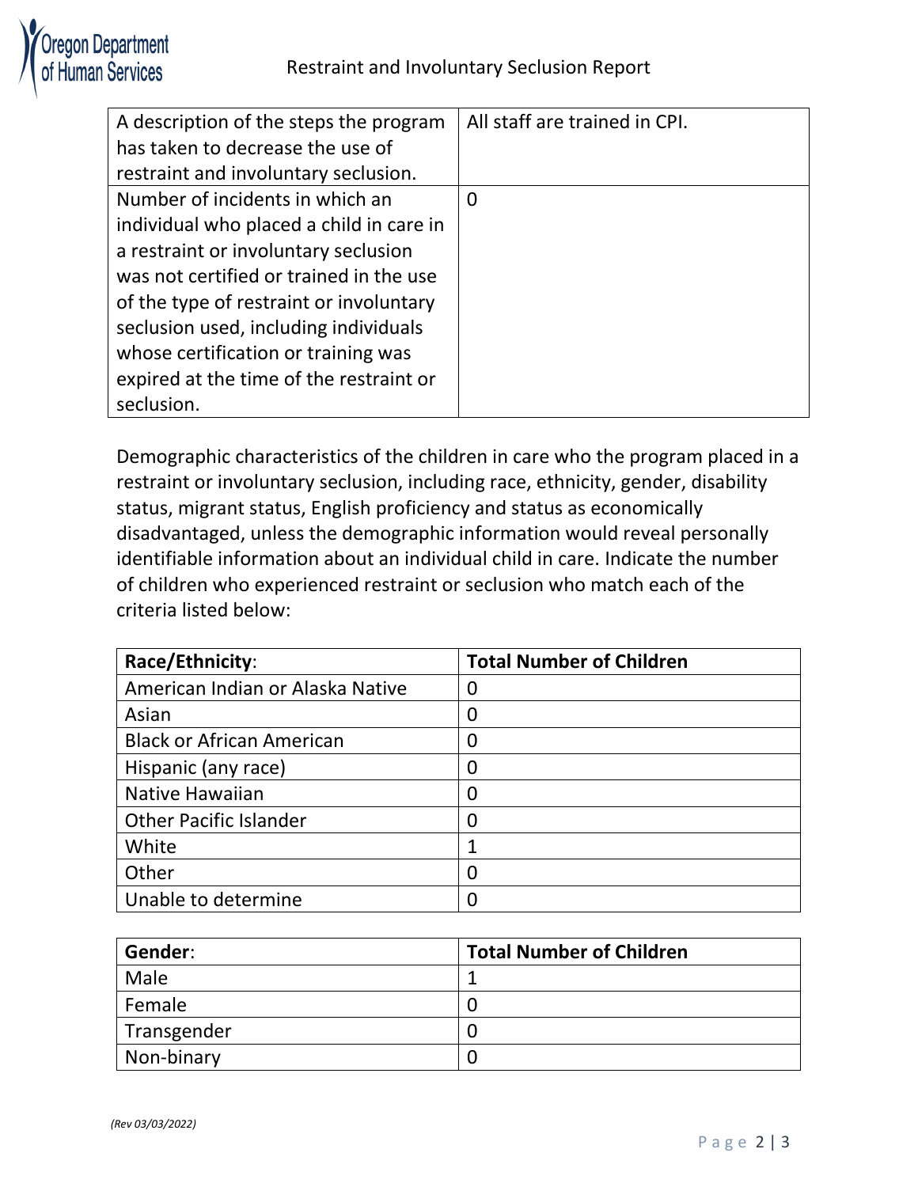| | |
|---|---|
| A description of the steps the program has taken to decrease the use of restraint and involuntary seclusion. | All staff are trained in CPI. |
| Number of incidents in which an individual who placed a child in care in a restraint or involuntary seclusion was not certified or trained in the use of the type of restraint or involuntary seclusion used, including individuals whose certification or training was expired at the time of the restraint or seclusion. | 0 |

Demographic characteristics of the children in care who the program placed in a restraint or involuntary seclusion, including race, ethnicity, gender, disability status, migrant status, English proficiency and status as economically disadvantaged, unless the demographic information would reveal personally identifiable information about an individual child in care. Indicate the number of children who experienced restraint or seclusion who match each of the criteria listed below:

| **Race/Ethnicity**: | **Total Number of Children** |
|---|---|
| American Indian or Alaska Native | 0 |
| Asian | 0 |
| Black or African American | 0 |
| Hispanic (any race) | 0 |
| Native Hawaiian | 0 |
| Other Pacific Islander | 0 |
| White | 1 |
| Other | 0 |
| Unable to determine | 0 |

| **Gender**: | **Total Number of Children** |
|---|---|
| Male | 1 |
| Female | 0 |
| Transgender | 0 |
| Non-binary | 0 |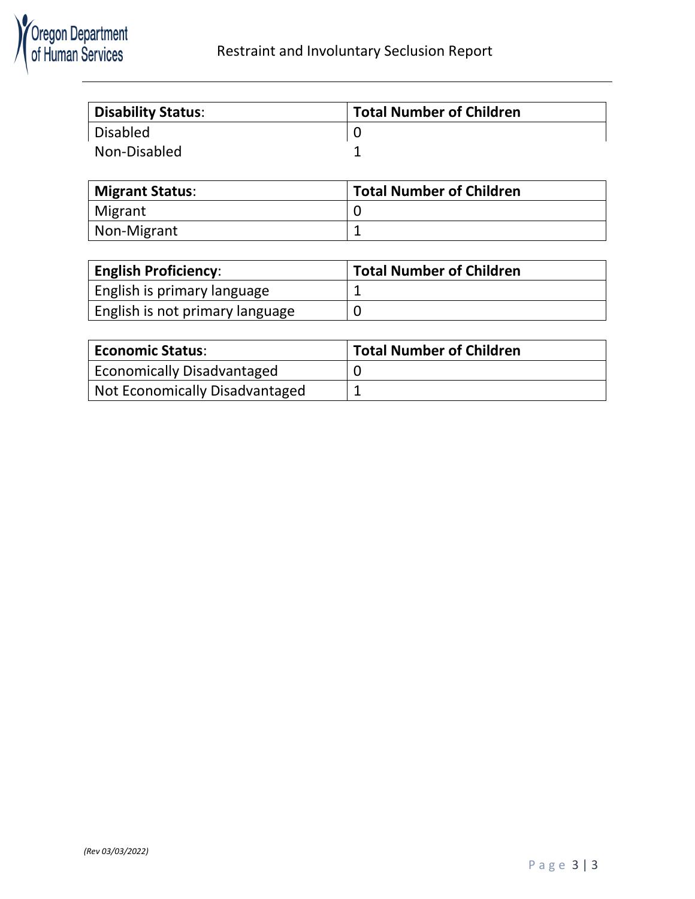| **Disability Status**: | **Total Number of Children** |
|---|---|
| Disabled | 0 |
| Non-Disabled | 1 |

| **Migrant Status**: | **Total Number of Children** |
|---|---|
| Migrant | 0 |
| Non-Migrant | 1 |

| **English Proficiency**: | **Total Number of Children** |
|---|---|
| English is primary language | 1 |
| English is not primary language | 0 |

| **Economic Status**: | **Total Number of Children** |
|---|---|
| Economically Disadvantaged | 0 |
| Not Economically Disadvantaged | 1 |

*(Rev 03/03/2022)*